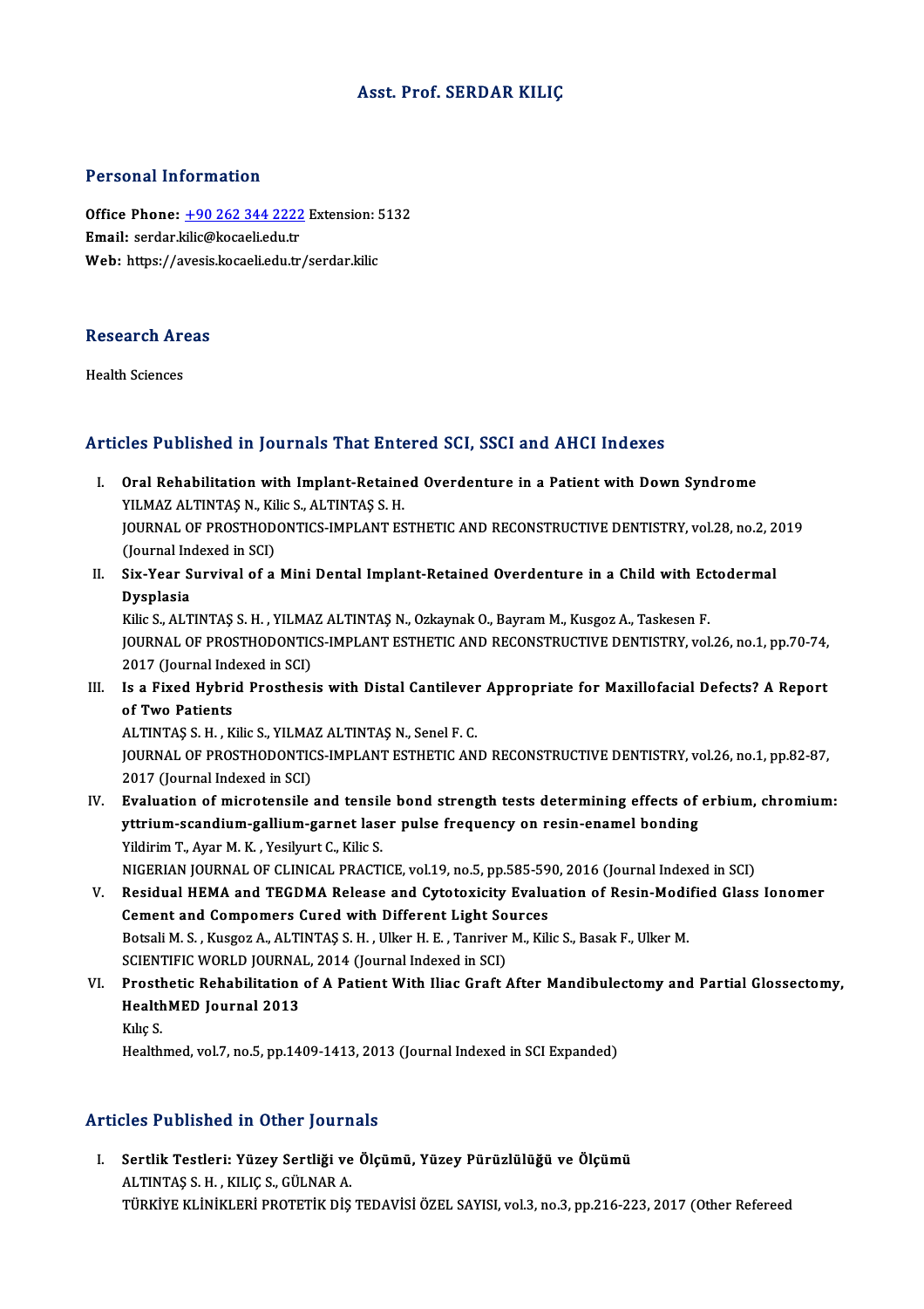# Asst. Prof. SERDAR KILIÇ

## Personal Information

**Office Phone:** +90 262 344 2222 Extension: 5132
**Email:** serdar.kilic@kocaeli.edu.tr
**Web:** https://avesis.kocaeli.edu.tr/serdar.kilic

## Research Areas

Health Sciences

## Articles Published in Journals That Entered SCI, SSCI and AHCI Indexes

I. **Oral Rehabilitation with Implant-Retained Overdenture in a Patient with Down Syndrome**
YILMAZ ALTINTAŞ N., Kilic S., ALTINTAŞ S. H.
JOURNAL OF PROSTHODONTICS-IMPLANT ESTHETIC AND RECONSTRUCTIVE DENTISTRY, vol.28, no.2, 2019 (Journal Indexed in SCI)

II. **Six-Year Survival of a Mini Dental Implant-Retained Overdenture in a Child with Ectodermal Dysplasia**
Kilic S., ALTINTAŞ S. H. , YILMAZ ALTINTAŞ N., Ozkaynak O., Bayram M., Kusgoz A., Taskesen F.
JOURNAL OF PROSTHODONTICS-IMPLANT ESTHETIC AND RECONSTRUCTIVE DENTISTRY, vol.26, no.1, pp.70-74, 2017 (Journal Indexed in SCI)

III. **Is a Fixed Hybrid Prosthesis with Distal Cantilever Appropriate for Maxillofacial Defects? A Report of Two Patients**
ALTINTAŞ S. H. , Kilic S., YILMAZ ALTINTAŞ N., Senel F. C.
JOURNAL OF PROSTHODONTICS-IMPLANT ESTHETIC AND RECONSTRUCTIVE DENTISTRY, vol.26, no.1, pp.82-87, 2017 (Journal Indexed in SCI)

IV. **Evaluation of microtensile and tensile bond strength tests determining effects of erbium, chromium: yttrium-scandium-gallium-garnet laser pulse frequency on resin-enamel bonding**
Yildirim T., Ayar M. K. , Yesilyurt C., Kilic S.
NIGERIAN JOURNAL OF CLINICAL PRACTICE, vol.19, no.5, pp.585-590, 2016 (Journal Indexed in SCI)

V. **Residual HEMA and TEGDMA Release and Cytotoxicity Evaluation of Resin-Modified Glass Ionomer Cement and Compomers Cured with Different Light Sources**
Botsali M. S. , Kusgoz A., ALTINTAŞ S. H. , Ulker H. E. , Tanriver M., Kilic S., Basak F., Ulker M.
SCIENTIFIC WORLD JOURNAL, 2014 (Journal Indexed in SCI)

VI. **Prosthetic Rehabilitation of A Patient With Iliac Graft After Mandibulectomy and Partial Glossectomy, HealthMED Journal 2013**
Kılıç S.
Healthmed, vol.7, no.5, pp.1409-1413, 2013 (Journal Indexed in SCI Expanded)

## Articles Published in Other Journals

I. **Sertlik Testleri: Yüzey Sertliği ve Ölçümü, Yüzey Pürüzlülüğü ve Ölçümü**
ALTINTAŞ S. H. , KILIÇ S., GÜLNAR A.
TÜRKİYE KLİNİKLERİ PROTETİK DİŞ TEDAVİSİ ÖZEL SAYISI, vol.3, no.3, pp.216-223, 2017 (Other Refereed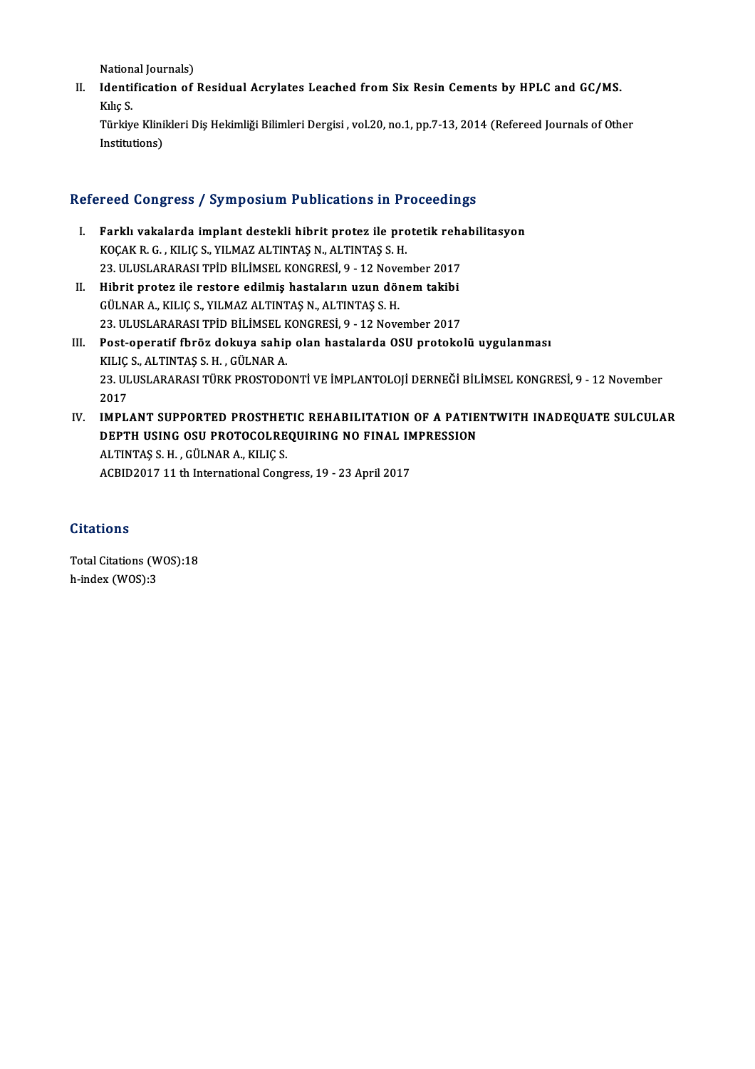National Journals)

II. **Identification of Residual Acrylates Leached from Six Resin Cements by HPLC and GC/MS.**
Kılıç S.
Türkiye Klinikleri Diş Hekimliği Bilimleri Dergisi , vol.20, no.1, pp.7-13, 2014 (Refereed Journals of Other Institutions)

## Refereed Congress / Symposium Publications in Proceedings

I. **Farklı vakalarda implant destekli hibrit protez ile protetik rehabilitasyon**
KOÇAK R. G. , KILIÇ S., YILMAZ ALTINTAŞ N., ALTINTAŞ S. H.
23. ULUSLARARASI TPİD BİLİMSEL KONGRESİ, 9 - 12 November 2017

II. **Hibrit protez ile restore edilmiş hastaların uzun dönem takibi**
GÜLNAR A., KILIÇ S., YILMAZ ALTINTAŞ N., ALTINTAŞ S. H.
23. ULUSLARARASI TPİD BİLİMSEL KONGRESİ, 9 - 12 November 2017

III. **Post-operatif fbröz dokuya sahip olan hastalarda OSU protokolü uygulanması**
KILIÇ S., ALTINTAŞ S. H. , GÜLNAR A.
23. ULUSLARARASI TÜRK PROSTODONTİ VE İMPLANTOLOJİ DERNEĞİ BİLİMSEL KONGRESİ, 9 - 12 November 2017

IV. **IMPLANT SUPPORTED PROSTHETIC REHABILITATION OF A PATIENTWITH INADEQUATE SULCULAR DEPTH USING OSU PROTOCOLREQUIRING NO FINAL IMPRESSION**
ALTINTAŞ S. H. , GÜLNAR A., KILIÇ S.
ACBID2017 11 th International Congress, 19 - 23 April 2017

## Citations

Total Citations (WOS):18
h-index (WOS):3